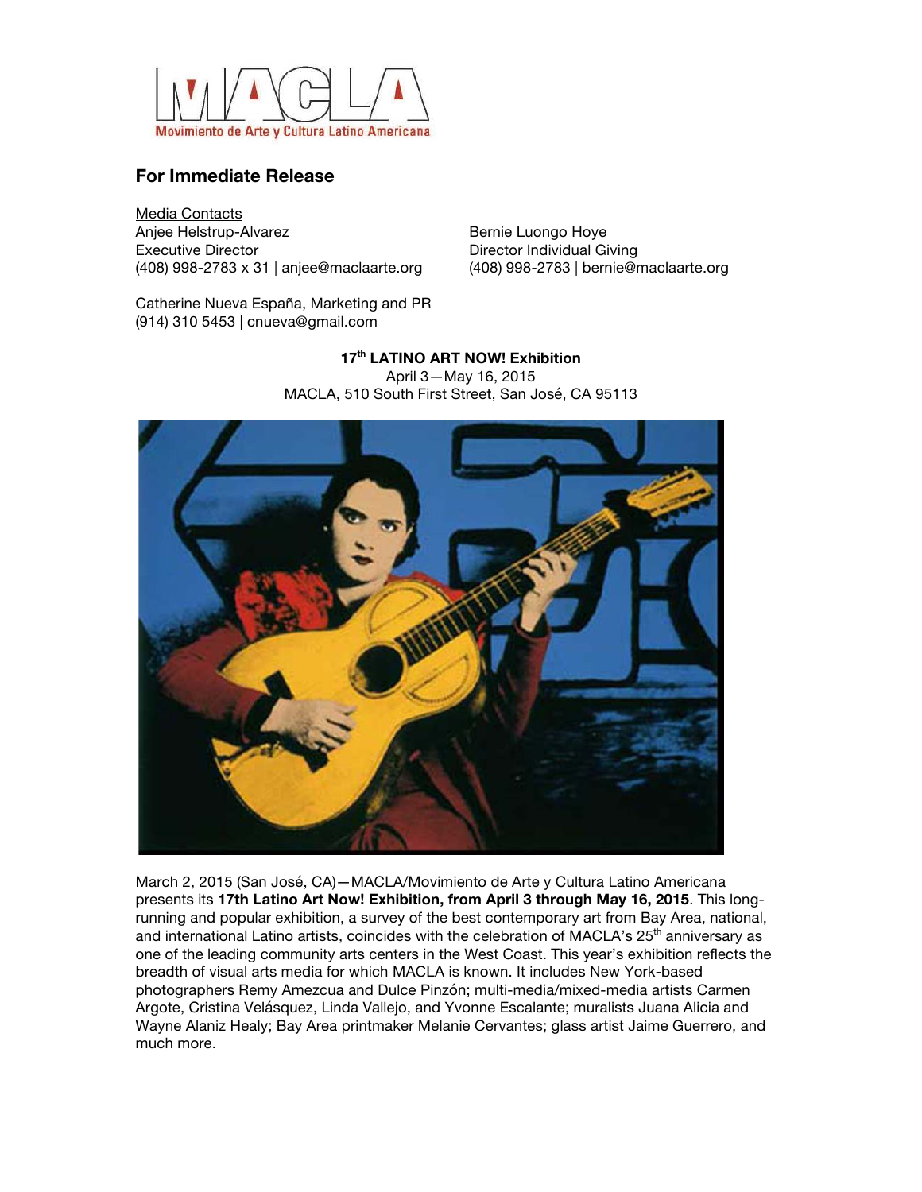MACLA
Movimiento de Arte y Cultura Latino Americana

## For Immediate Release

Media Contacts
Anjee Helstrup-Alvarez
Executive Director
(408) 998-2783 x 31 | anjee@maclaarte.org

Bernie Luongo Hoye
Director Individual Giving
(408) 998-2783 | bernie@maclaarte.org

Catherine Nueva España, Marketing and PR
(914) 310 5453 | cnueva@gmail.com

**17th LATINO ART NOW! Exhibition**
April 3—May 16, 2015
MACLA, 510 South First Street, San José, CA 95113

March 2, 2015 (San José, CA)—MACLA/Movimiento de Arte y Cultura Latino Americana presents its **17th Latino Art Now! Exhibition, from April 3 through May 16, 2015**. This long-running and popular exhibition, a survey of the best contemporary art from Bay Area, national, and international Latino artists, coincides with the celebration of MACLA's 25th anniversary as one of the leading community arts centers in the West Coast. This year's exhibition reflects the breadth of visual arts media for which MACLA is known. It includes New York-based photographers Remy Amezcua and Dulce Pinzón; multi-media/mixed-media artists Carmen Argote, Cristina Velásquez, Linda Vallejo, and Yvonne Escalante; muralists Juana Alicia and Wayne Alaniz Healy; Bay Area printmaker Melanie Cervantes; glass artist Jaime Guerrero, and much more.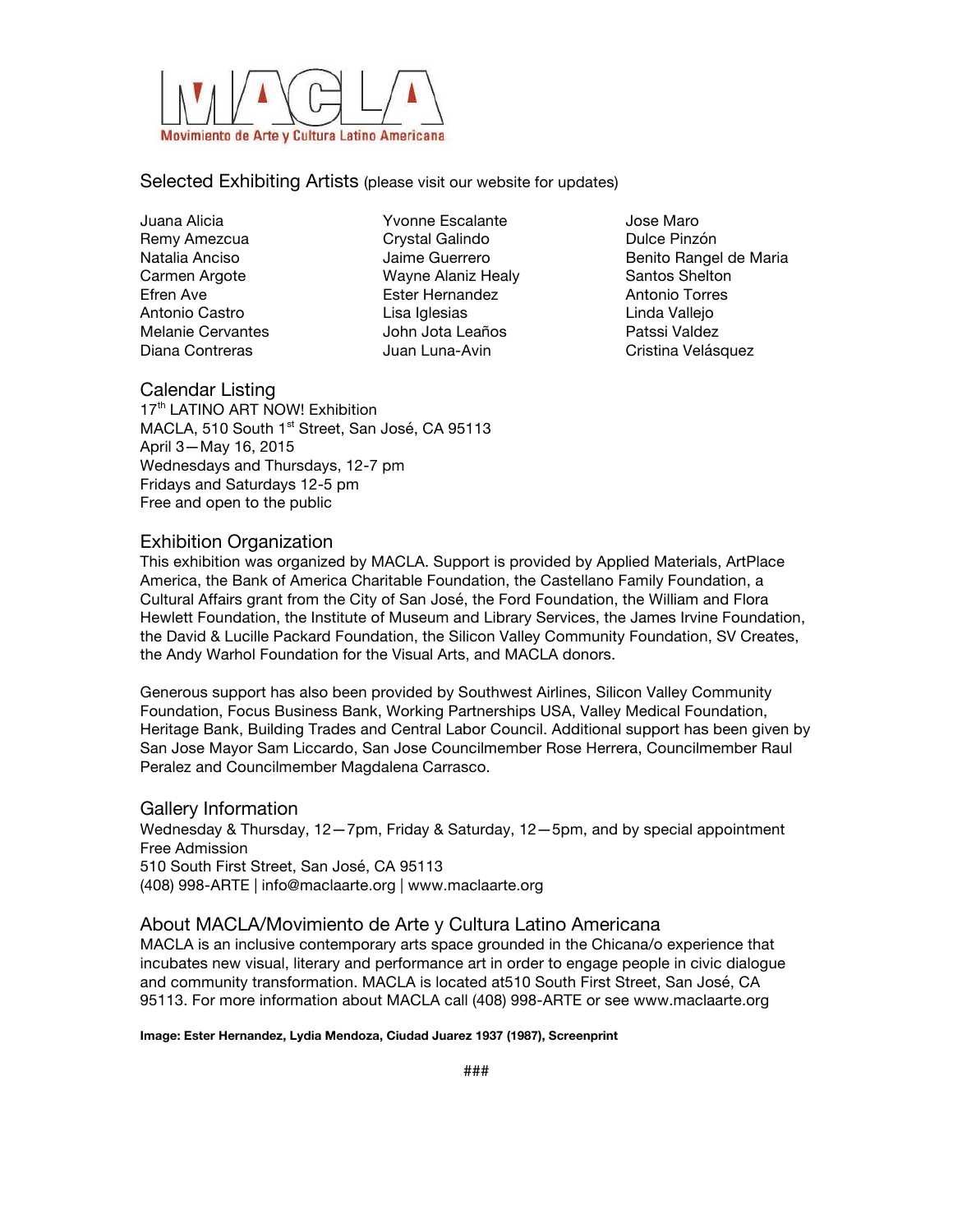# MACLA

Movimiento de Arte y Cultura Latino Americana

## Selected Exhibiting Artists (please visit our website for updates)

Juana Alicia
Remy Amezcua
Natalia Anciso
Carmen Argote
Efren Ave
Antonio Castro
Melanie Cervantes
Diana Contreras
Yvonne Escalante
Crystal Galindo
Jaime Guerrero
Wayne Alaniz Healy
Ester Hernandez
Lisa Iglesias
John Jota Leaños
Juan Luna-Avin
Jose Maro
Dulce Pinzón
Benito Rangel de Maria
Santos Shelton
Antonio Torres
Linda Vallejo
Patssi Valdez
Cristina Velásquez

## Calendar Listing

17th LATINO ART NOW! Exhibition
MACLA, 510 South 1st Street, San José, CA 95113
April 3—May 16, 2015
Wednesdays and Thursdays, 12-7 pm
Fridays and Saturdays 12-5 pm
Free and open to the public

## Exhibition Organization

This exhibition was organized by MACLA. Support is provided by Applied Materials, ArtPlace America, the Bank of America Charitable Foundation, the Castellano Family Foundation, a Cultural Affairs grant from the City of San José, the Ford Foundation, the William and Flora Hewlett Foundation, the Institute of Museum and Library Services, the James Irvine Foundation, the David & Lucille Packard Foundation, the Silicon Valley Community Foundation, SV Creates, the Andy Warhol Foundation for the Visual Arts, and MACLA donors.

Generous support has also been provided by Southwest Airlines, Silicon Valley Community Foundation, Focus Business Bank, Working Partnerships USA, Valley Medical Foundation, Heritage Bank, Building Trades and Central Labor Council. Additional support has been given by San Jose Mayor Sam Liccardo, San Jose Councilmember Rose Herrera, Councilmember Raul Peralez and Councilmember Magdalena Carrasco.

## Gallery Information

Wednesday & Thursday, 12—7pm, Friday & Saturday, 12—5pm, and by special appointment
Free Admission
510 South First Street, San José, CA 95113
(408) 998-ARTE | info@maclaarte.org | www.maclaarte.org

## About MACLA/Movimiento de Arte y Cultura Latino Americana

MACLA is an inclusive contemporary arts space grounded in the Chicana/o experience that incubates new visual, literary and performance art in order to engage people in civic dialogue and community transformation. MACLA is located at510 South First Street, San José, CA 95113. For more information about MACLA call (408) 998-ARTE or see www.maclaarte.org

**Image: Ester Hernandez, Lydia Mendoza, Ciudad Juarez 1937 (1987), Screenprint**

###